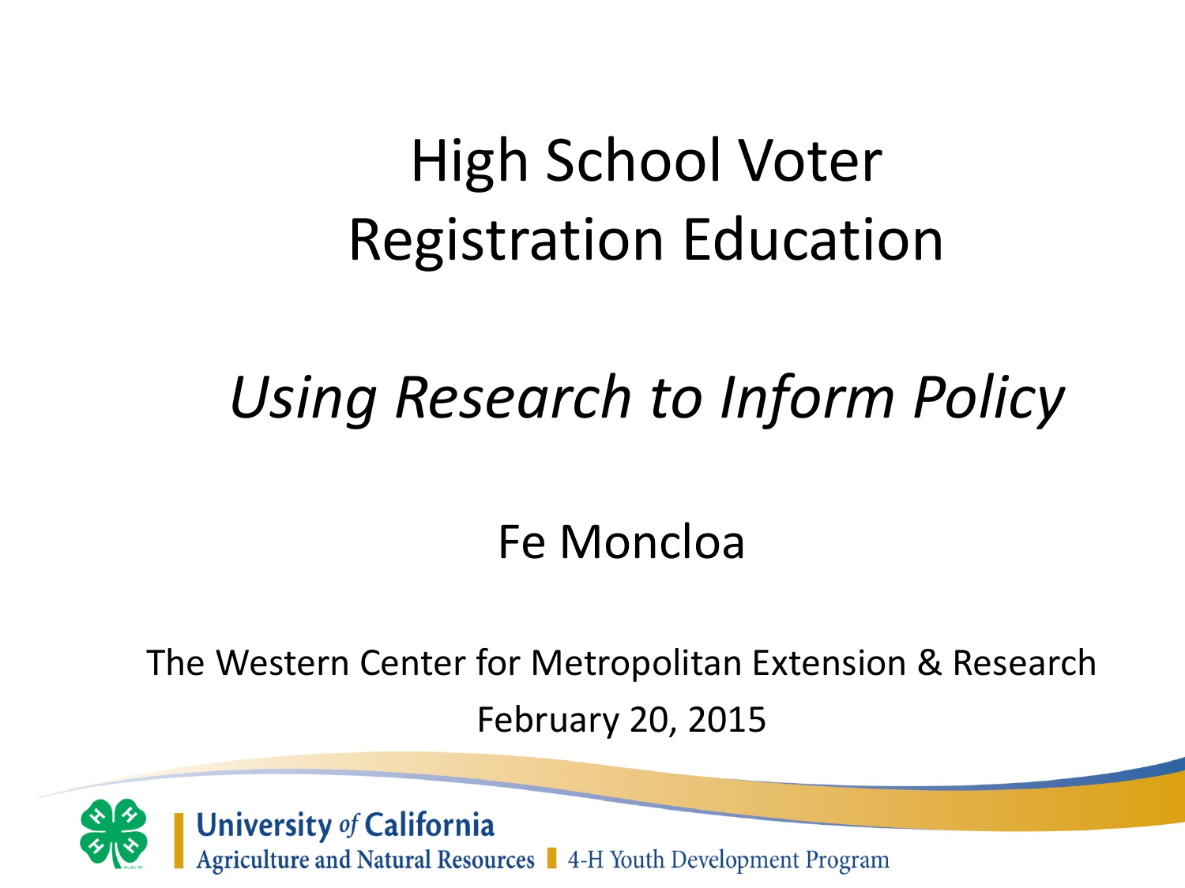# High School Voter Registration Education

## *Using Research to Inform Policy*

Fe Moncloa

The Western Center for Metropolitan Extension & Research

February 20, 2015

University *of* California
Agriculture and Natural Resources | 4-H Youth Development Program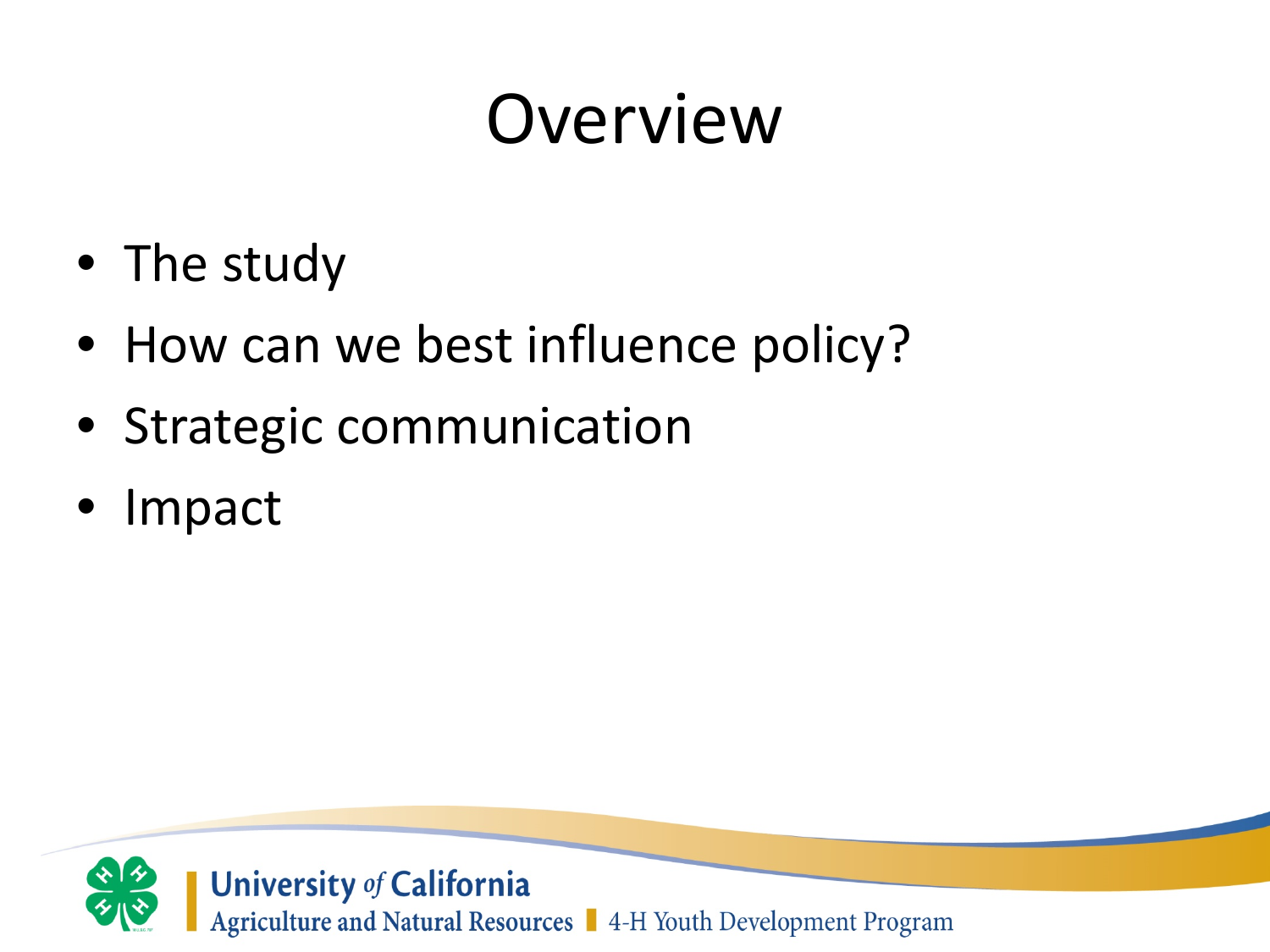# Overview

- The study
- How can we best influence policy?
- Strategic communication
- Impact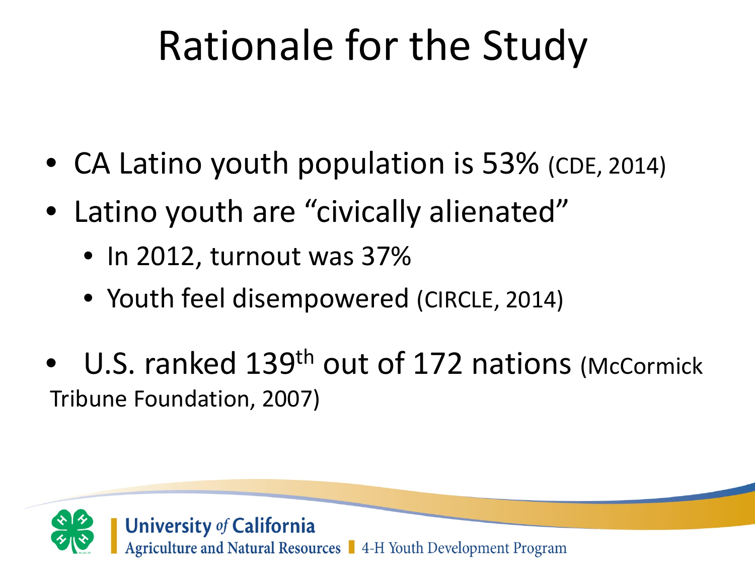# Rationale for the Study

- CA Latino youth population is 53% (CDE, 2014)
- Latino youth are "civically alienated"
  - In 2012, turnout was 37%
  - Youth feel disempowered (CIRCLE, 2014)
- U.S. ranked 139th out of 172 nations (McCormick Tribune Foundation, 2007)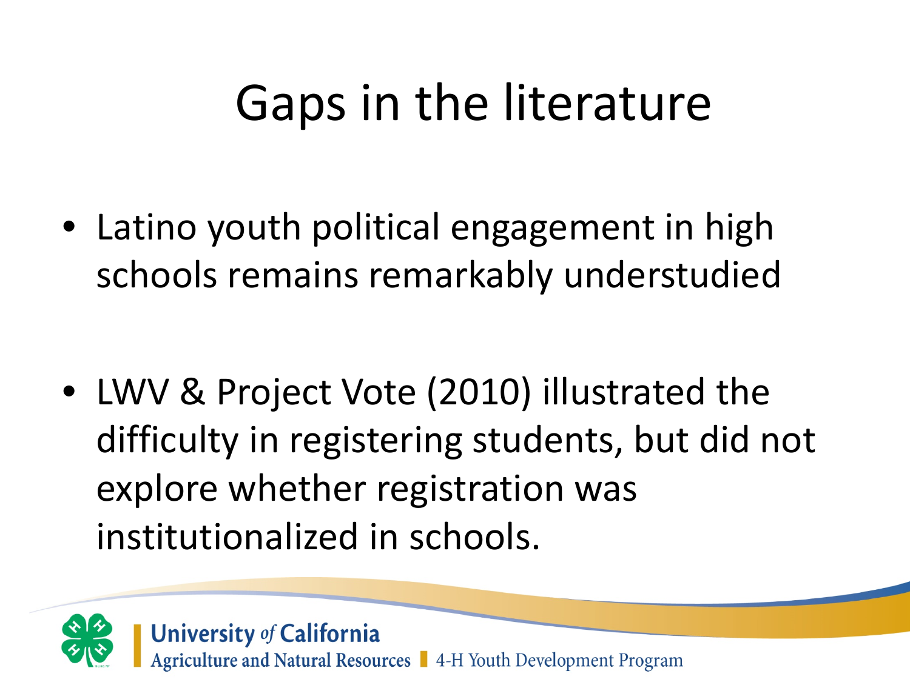# Gaps in the literature

- Latino youth political engagement in high schools remains remarkably understudied

- LWV & Project Vote (2010) illustrated the difficulty in registering students, but did not explore whether registration was institutionalized in schools.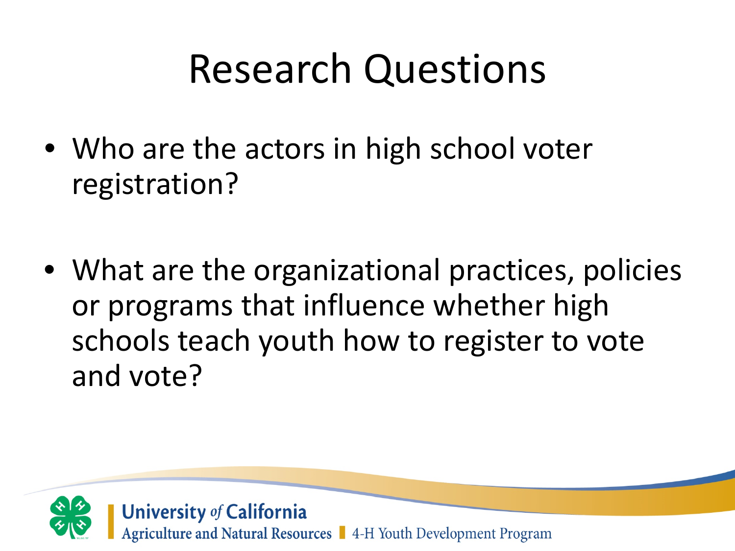# Research Questions

- Who are the actors in high school voter registration?
- What are the organizational practices, policies or programs that influence whether high schools teach youth how to register to vote and vote?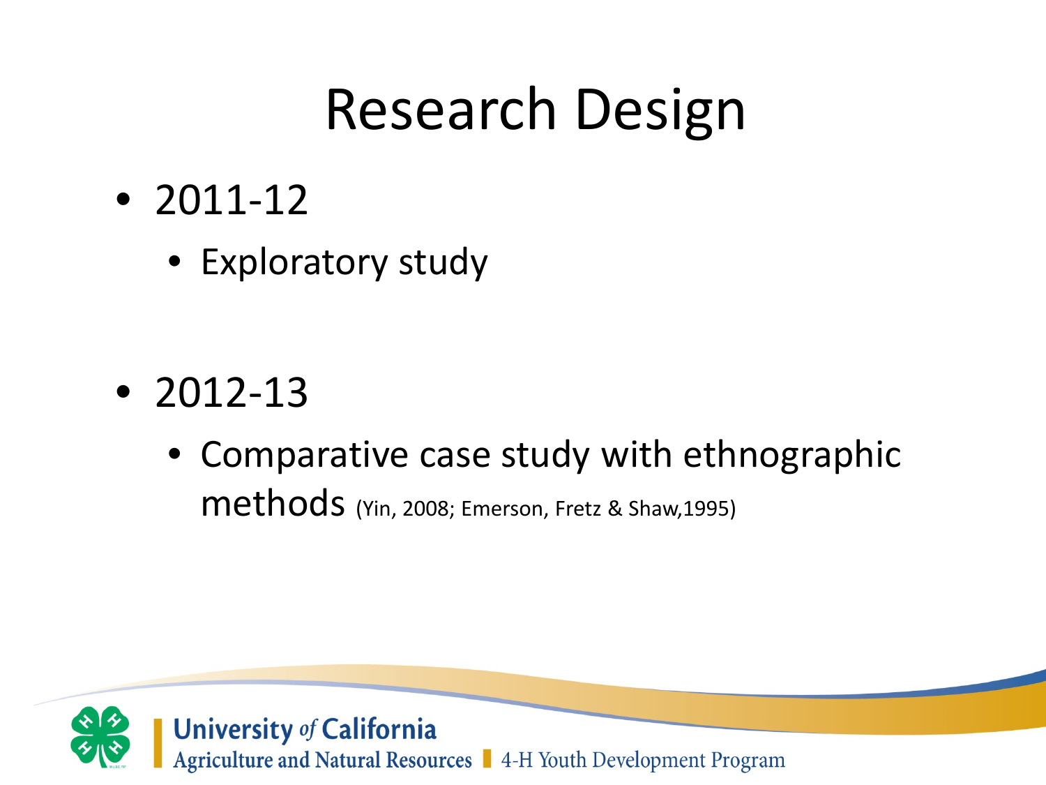# Research Design

- 2011-12
  - Exploratory study

- 2012-13
  - Comparative case study with ethnographic methods (Yin, 2008; Emerson, Fretz & Shaw,1995)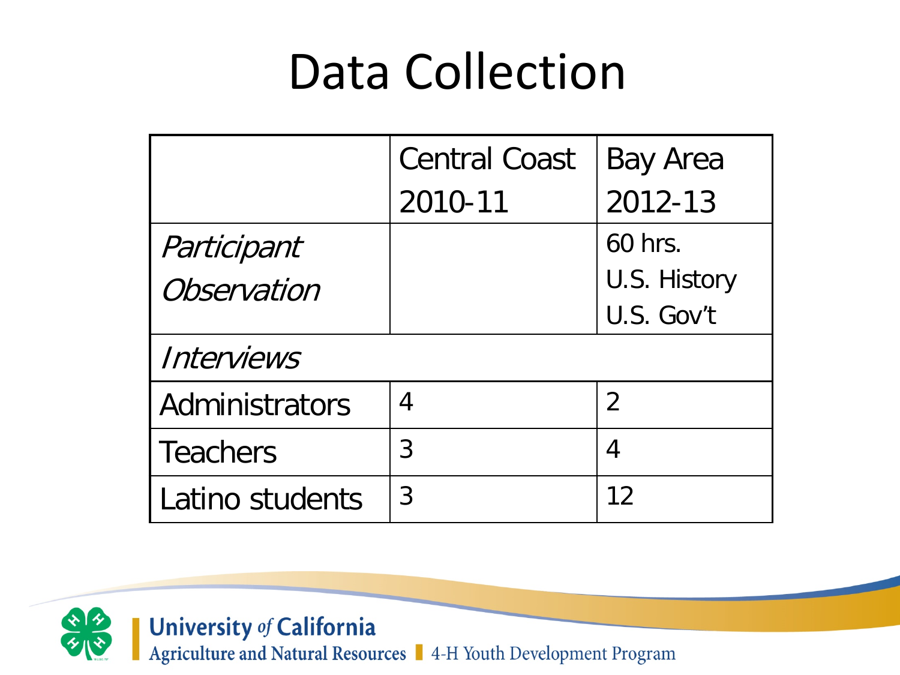# Data Collection

| | Central Coast 2010-11 | Bay Area 2012-13 |
|---|---|---|
| *Participant Observation* | | 60 hrs. U.S. History U.S. Gov't |
| *Interviews* | | |
| Administrators | 4 | 2 |
| Teachers | 3 | 4 |
| Latino students | 3 | 12 |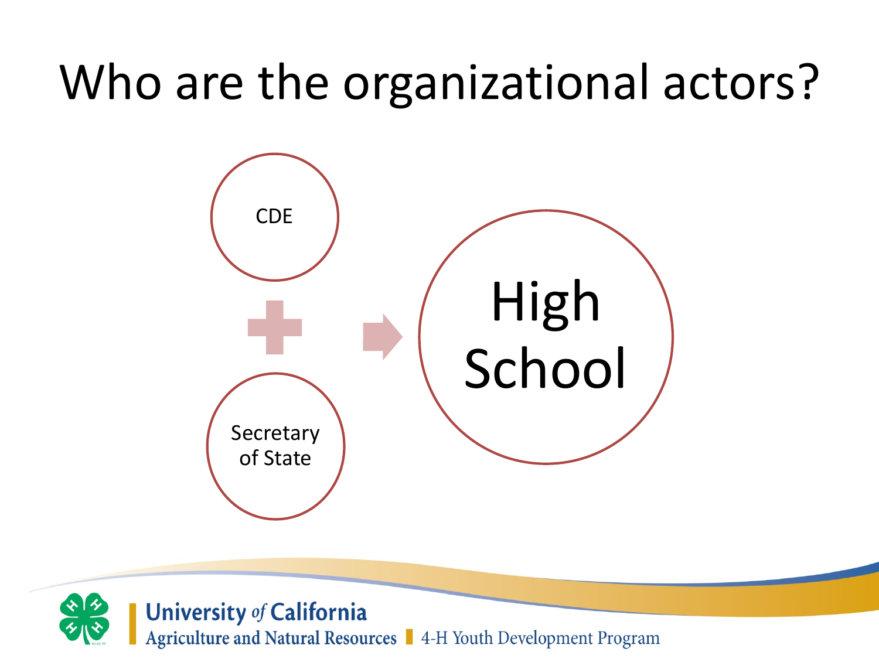# Who are the organizational actors?

CDE

+

Secretary of State

→

High School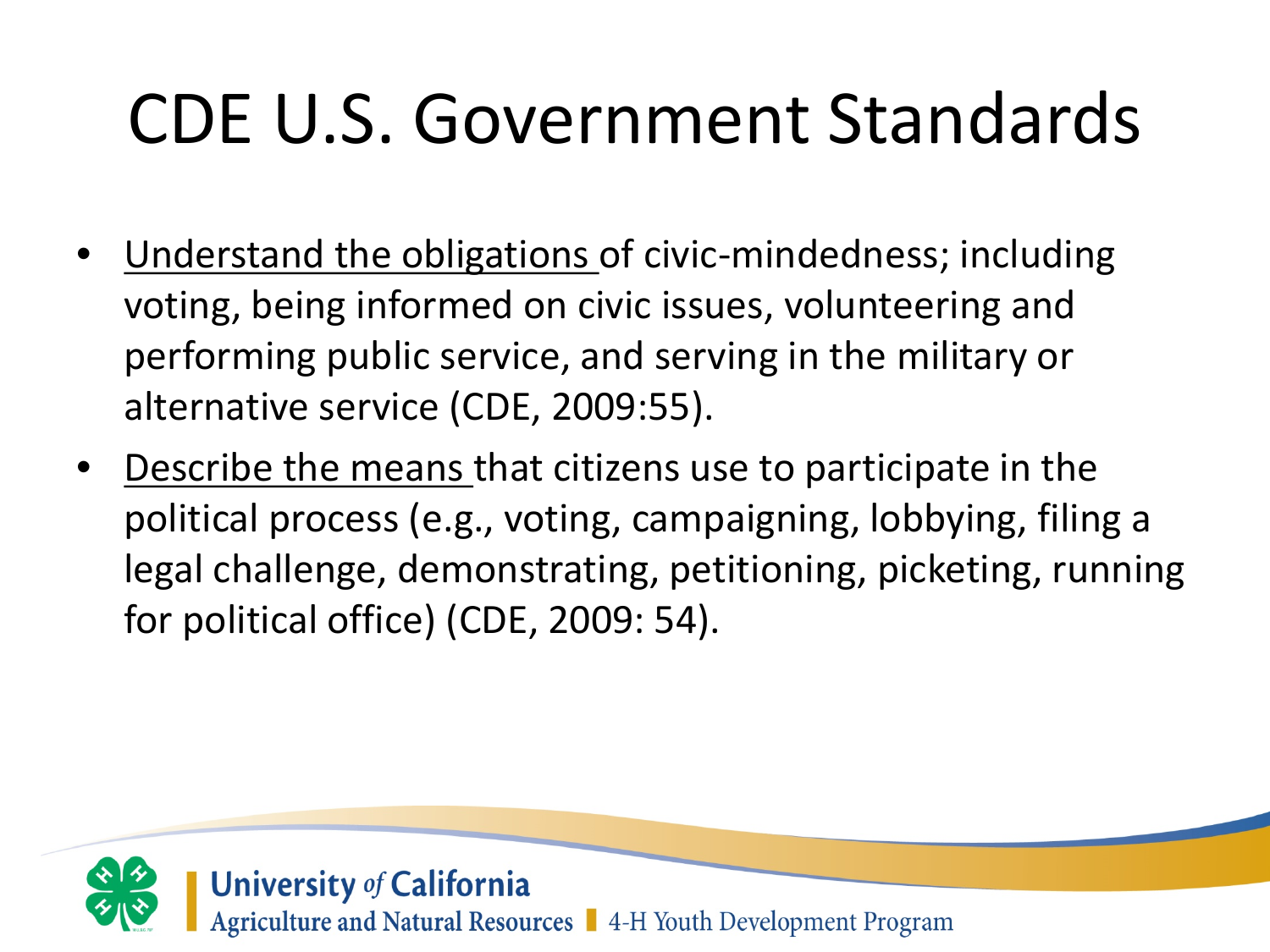# CDE U.S. Government Standards

- <u>Understand the obligations</u> of civic-mindedness; including voting, being informed on civic issues, volunteering and performing public service, and serving in the military or alternative service (CDE, 2009:55).
- <u>Describe the means</u> that citizens use to participate in the political process (e.g., voting, campaigning, lobbying, filing a legal challenge, demonstrating, petitioning, picketing, running for political office) (CDE, 2009: 54).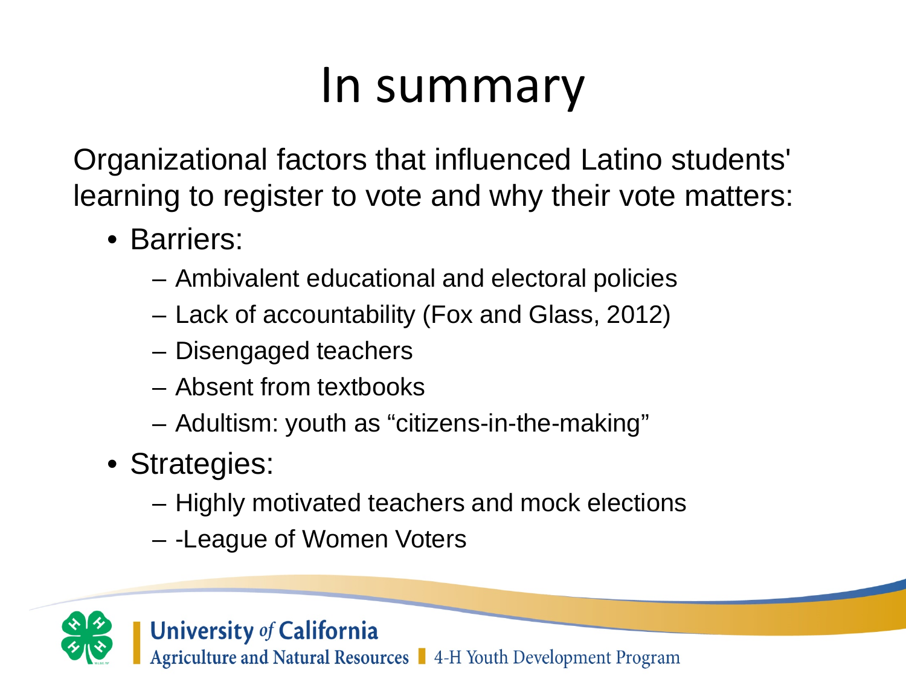# In summary

Organizational factors that influenced Latino students' learning to register to vote and why their vote matters:

- Barriers:
  - Ambivalent educational and electoral policies
  - Lack of accountability (Fox and Glass, 2012)
  - Disengaged teachers
  - Absent from textbooks
  - Adultism: youth as "citizens-in-the-making"
- Strategies:
  - Highly motivated teachers and mock elections
  - -League of Women Voters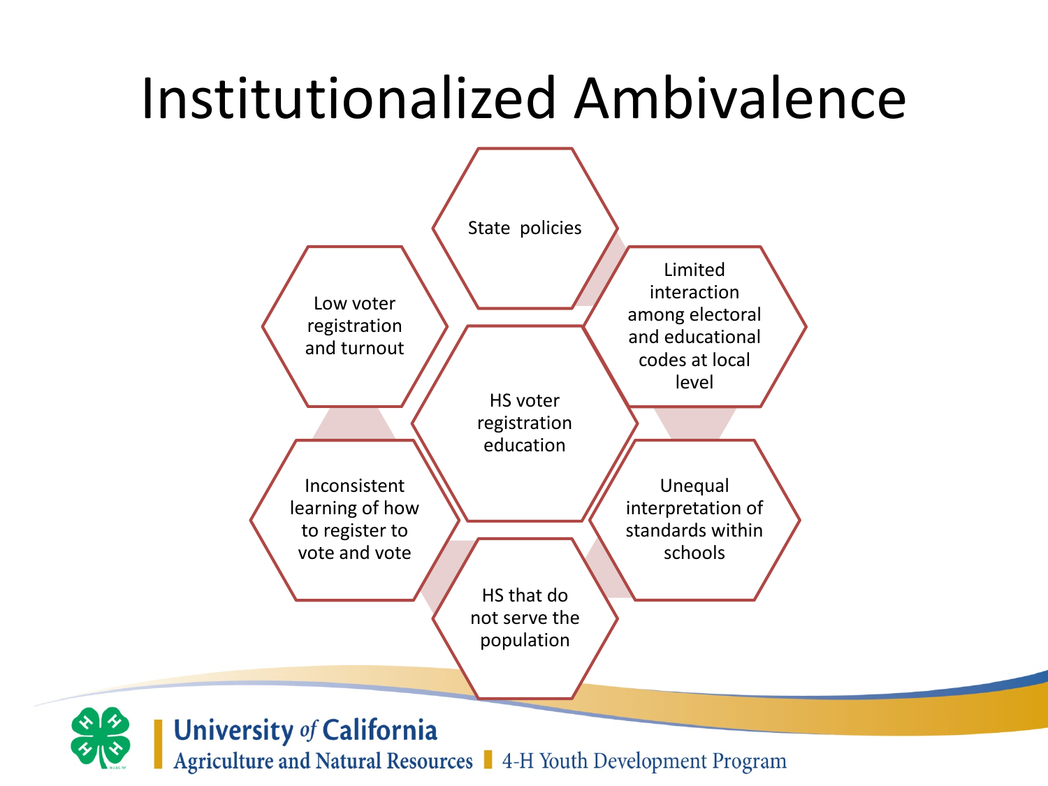# Institutionalized Ambivalence

- HS voter registration education
- State policies
- Limited interaction among electoral and educational codes at local level
- Unequal interpretation of standards within schools
- HS that do not serve the population
- Inconsistent learning of how to register to vote and vote
- Low voter registration and turnout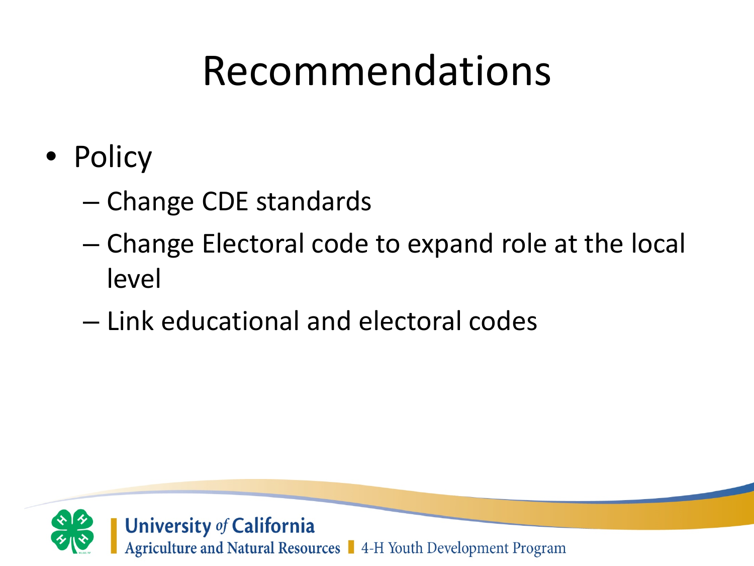# Recommendations

- Policy
  - Change CDE standards
  - Change Electoral code to expand role at the local level
  - Link educational and electoral codes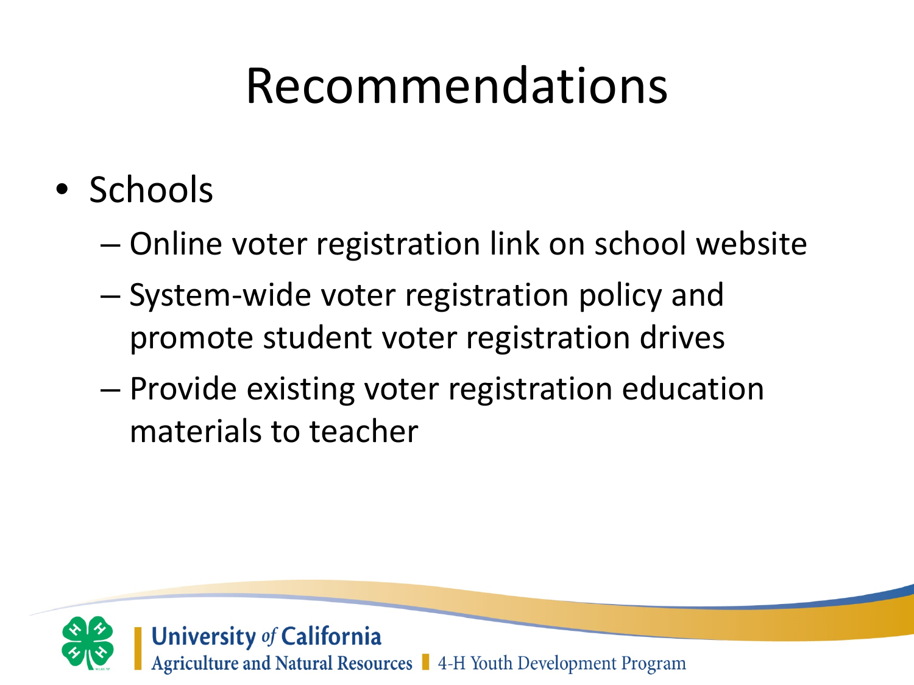# Recommendations

- Schools
  - Online voter registration link on school website
  - System-wide voter registration policy and promote student voter registration drives
  - Provide existing voter registration education materials to teacher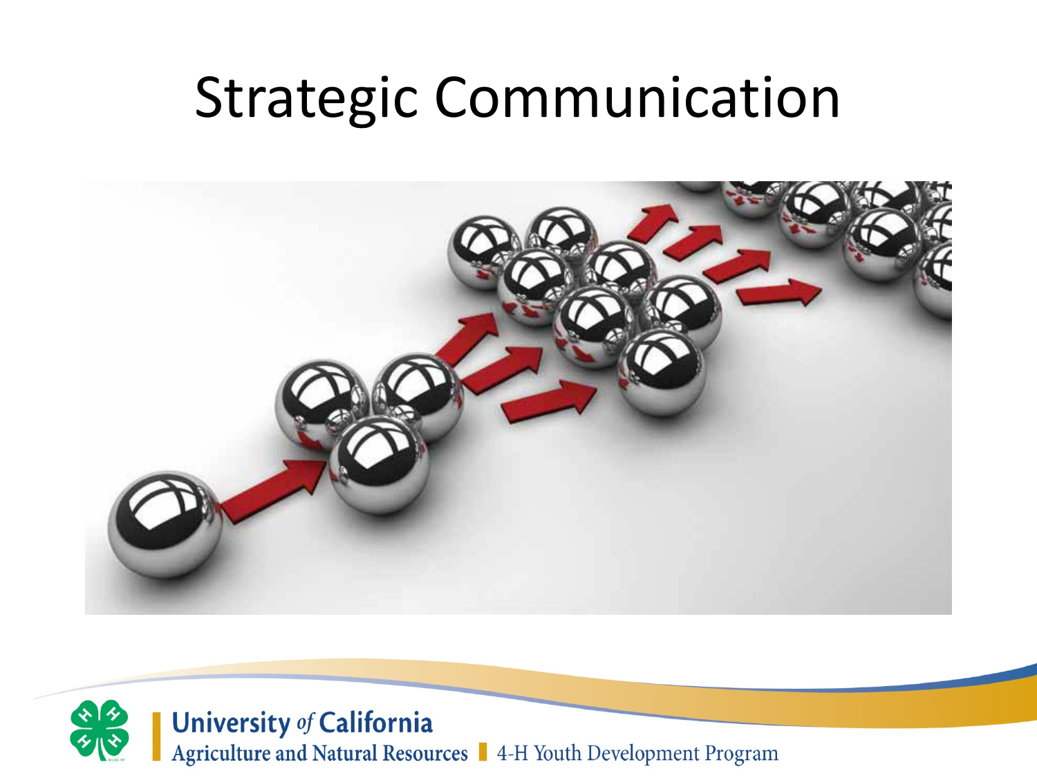# Strategic Communication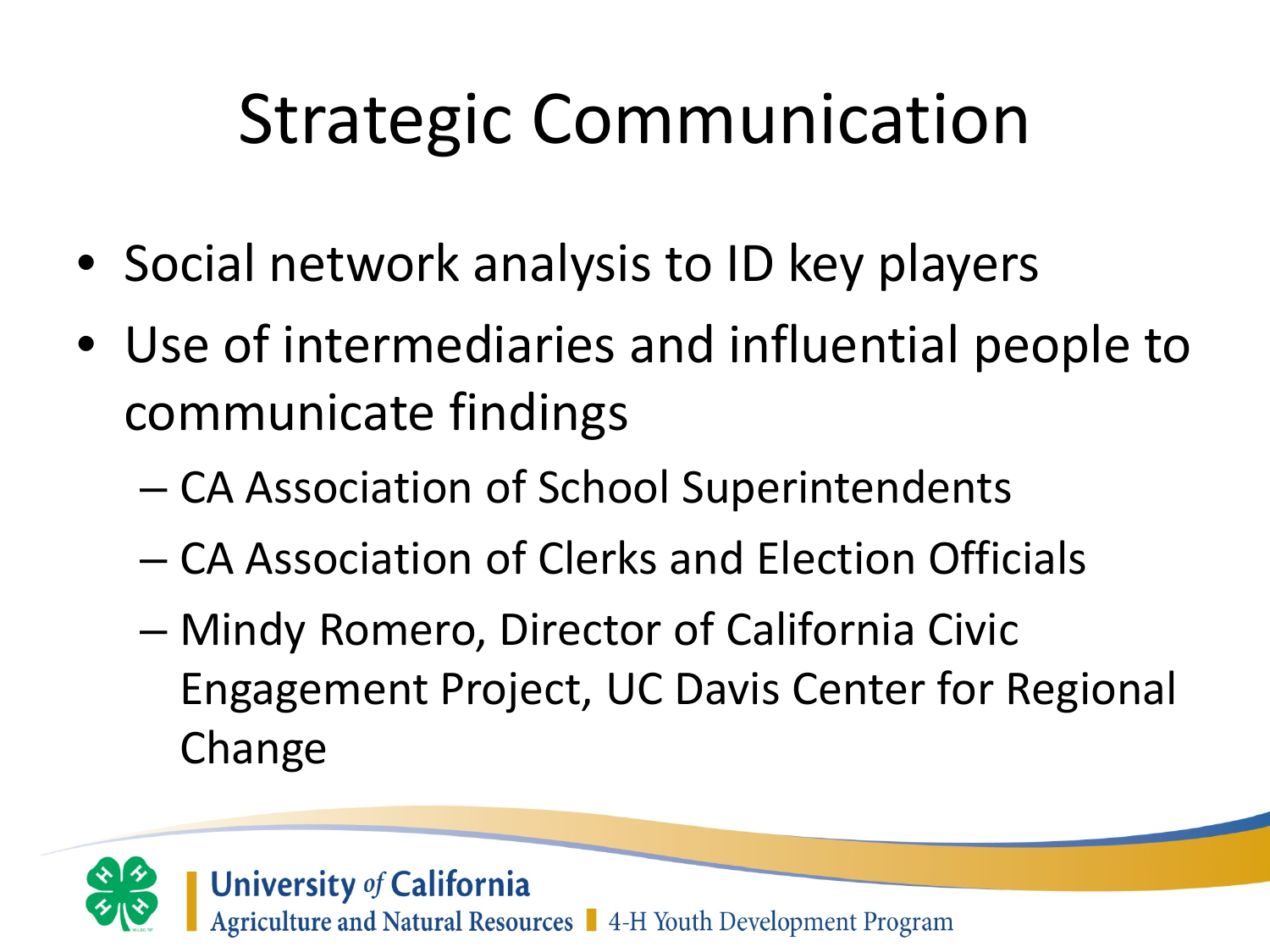# Strategic Communication

- Social network analysis to ID key players
- Use of intermediaries and influential people to communicate findings
  - CA Association of School Superintendents
  - CA Association of Clerks and Election Officials
  - Mindy Romero, Director of California Civic Engagement Project, UC Davis Center for Regional Change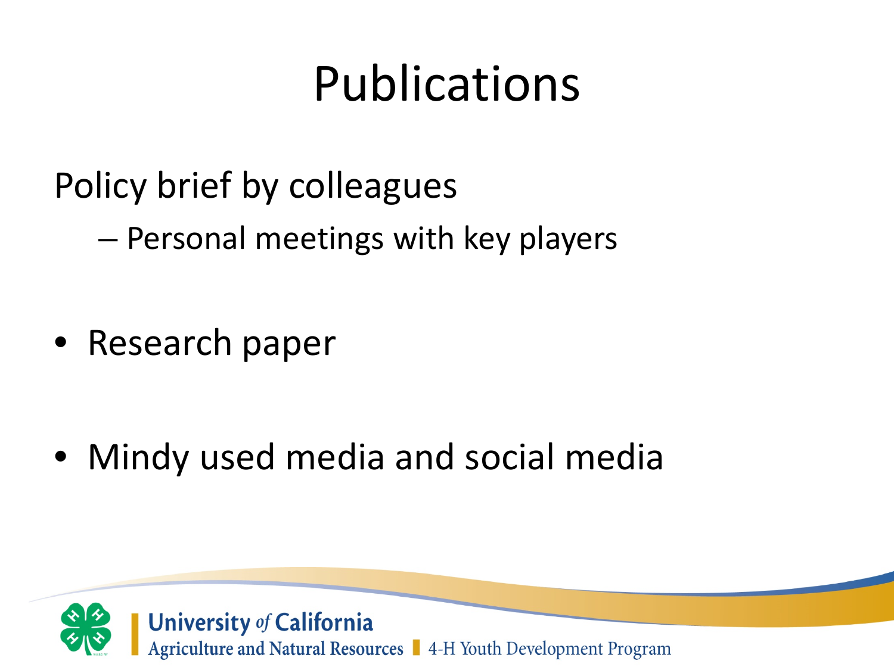# Publications

Policy brief by colleagues

- Personal meetings with key players

- Research paper

- Mindy used media and social media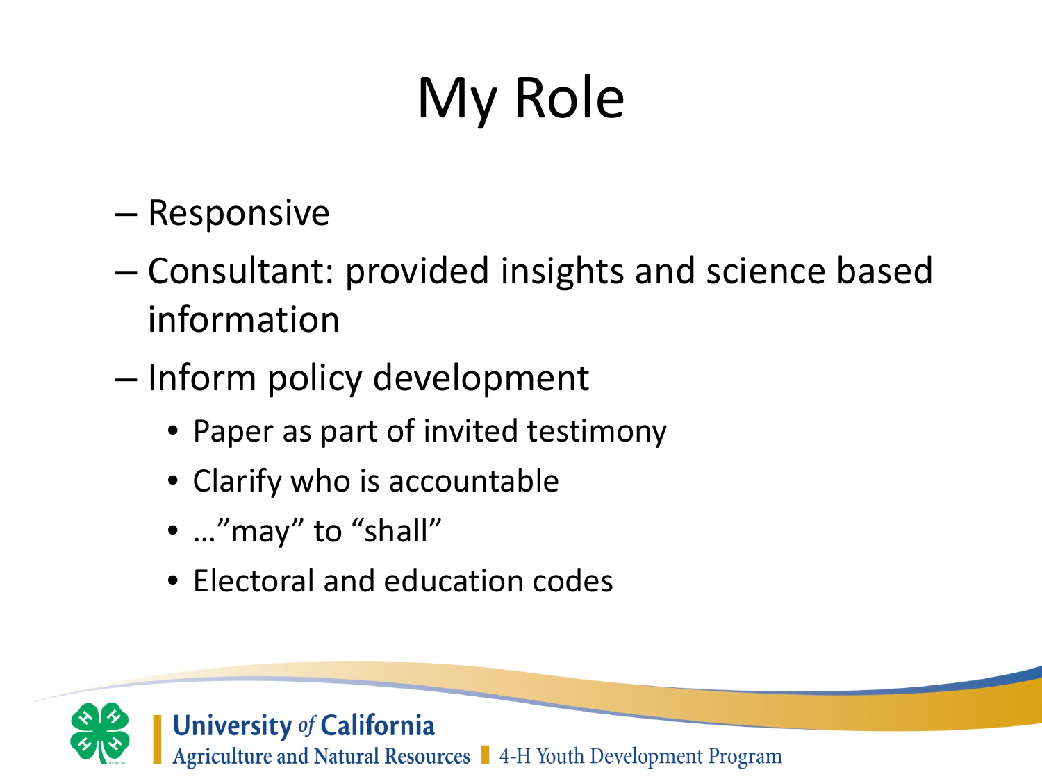# My Role

- Responsive
- Consultant: provided insights and science based information
- Inform policy development
  - Paper as part of invited testimony
  - Clarify who is accountable
  - …"may" to "shall"
  - Electoral and education codes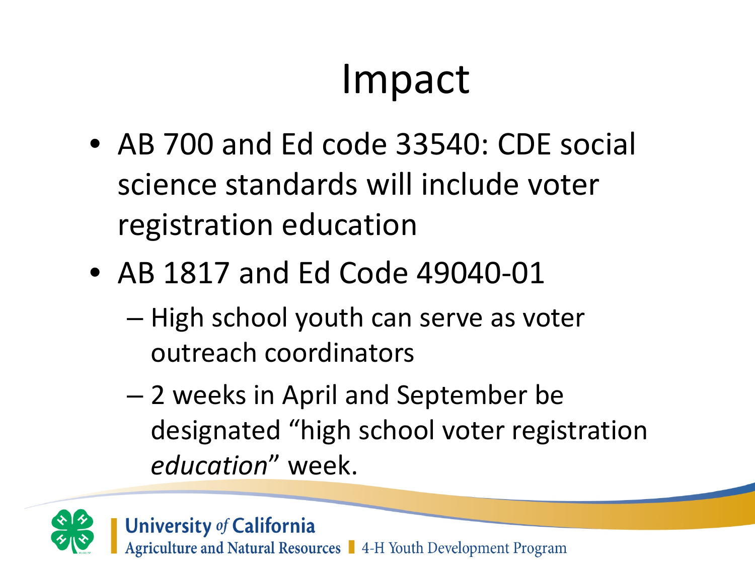# Impact

- AB 700 and Ed code 33540: CDE social science standards will include voter registration education
- AB 1817 and Ed Code 49040-01
  - High school youth can serve as voter outreach coordinators
  - 2 weeks in April and September be designated "high school voter registration *education*" week.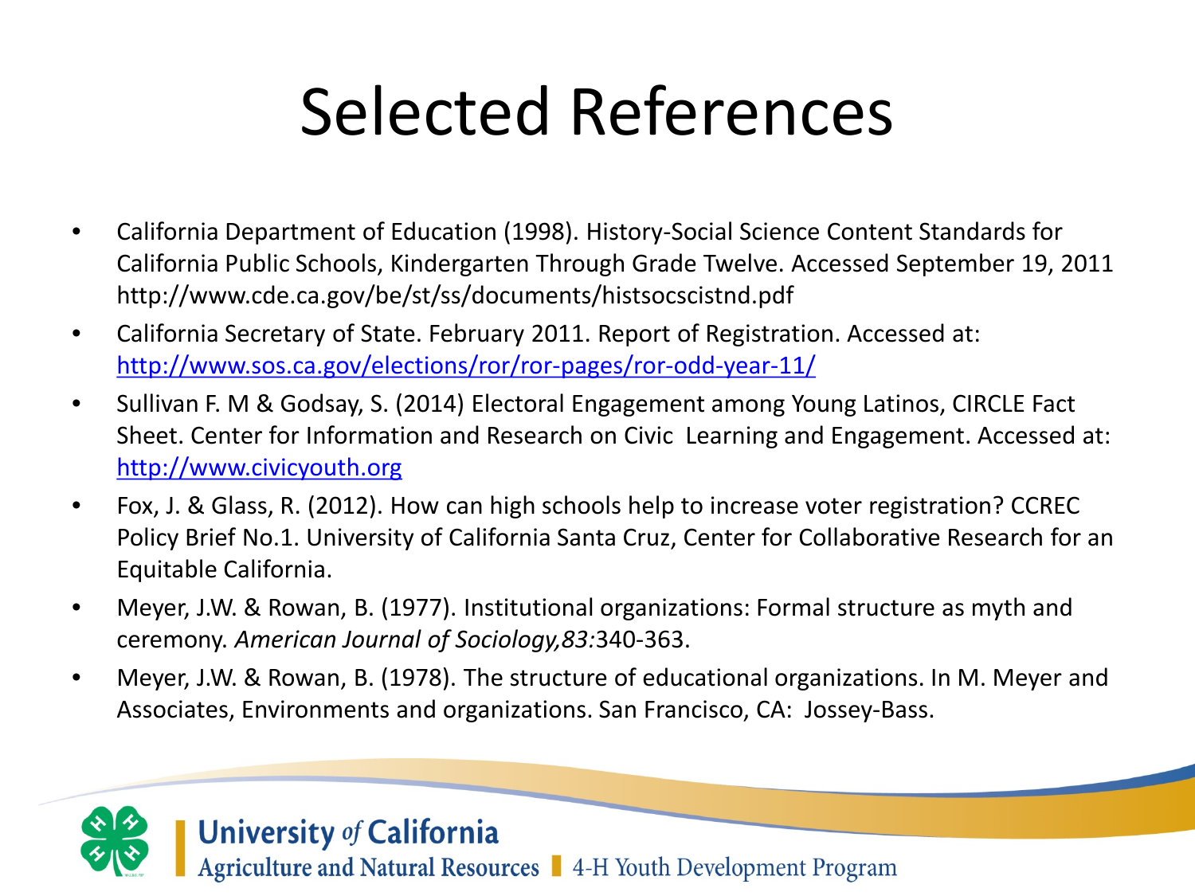# Selected References

- California Department of Education (1998). History-Social Science Content Standards for California Public Schools, Kindergarten Through Grade Twelve. Accessed September 19, 2011 http://www.cde.ca.gov/be/st/ss/documents/histsocscistnd.pdf
- California Secretary of State. February 2011. Report of Registration. Accessed at: http://www.sos.ca.gov/elections/ror/ror-pages/ror-odd-year-11/
- Sullivan F. M & Godsay, S. (2014) Electoral Engagement among Young Latinos, CIRCLE Fact Sheet. Center for Information and Research on Civic Learning and Engagement. Accessed at: http://www.civicyouth.org
- Fox, J. & Glass, R. (2012). How can high schools help to increase voter registration? CCREC Policy Brief No.1. University of California Santa Cruz, Center for Collaborative Research for an Equitable California.
- Meyer, J.W. & Rowan, B. (1977). Institutional organizations: Formal structure as myth and ceremony. *American Journal of Sociology,83:*340-363.
- Meyer, J.W. & Rowan, B. (1978). The structure of educational organizations. In M. Meyer and Associates, Environments and organizations. San Francisco, CA: Jossey-Bass.

University *of* California
Agriculture and Natural Resources | 4-H Youth Development Program